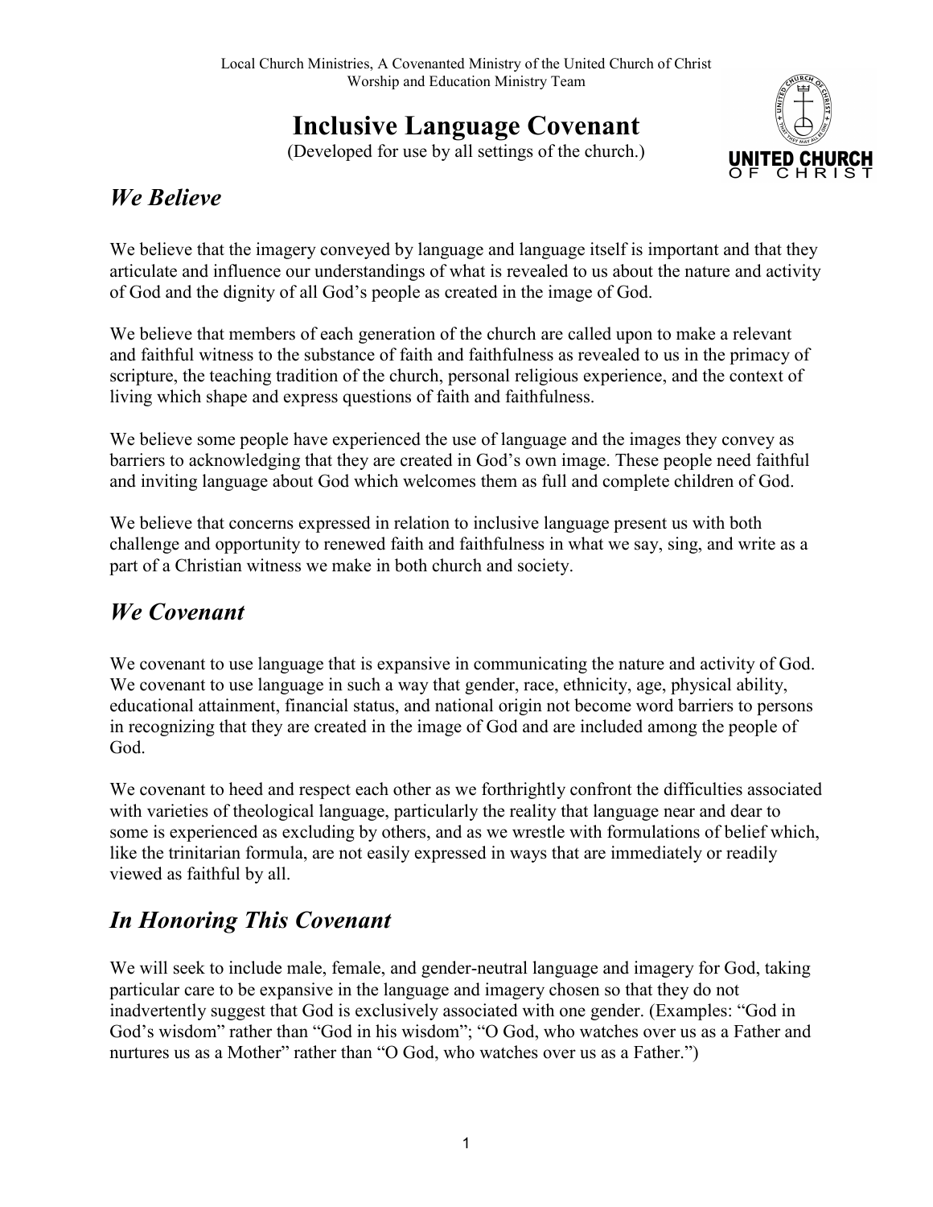Local Church Ministries, A Covenanted Ministry of the United Church of Christ
Worship and Education Ministry Team

# Inclusive Language Covenant

(Developed for use by all settings of the church.)

## *We Believe*

We believe that the imagery conveyed by language and language itself is important and that they articulate and influence our understandings of what is revealed to us about the nature and activity of God and the dignity of all God's people as created in the image of God.

We believe that members of each generation of the church are called upon to make a relevant and faithful witness to the substance of faith and faithfulness as revealed to us in the primacy of scripture, the teaching tradition of the church, personal religious experience, and the context of living which shape and express questions of faith and faithfulness.

We believe some people have experienced the use of language and the images they convey as barriers to acknowledging that they are created in God's own image. These people need faithful and inviting language about God which welcomes them as full and complete children of God.

We believe that concerns expressed in relation to inclusive language present us with both challenge and opportunity to renewed faith and faithfulness in what we say, sing, and write as a part of a Christian witness we make in both church and society.

## *We Covenant*

We covenant to use language that is expansive in communicating the nature and activity of God. We covenant to use language in such a way that gender, race, ethnicity, age, physical ability, educational attainment, financial status, and national origin not become word barriers to persons in recognizing that they are created in the image of God and are included among the people of God.

We covenant to heed and respect each other as we forthrightly confront the difficulties associated with varieties of theological language, particularly the reality that language near and dear to some is experienced as excluding by others, and as we wrestle with formulations of belief which, like the trinitarian formula, are not easily expressed in ways that are immediately or readily viewed as faithful by all.

## *In Honoring This Covenant*

We will seek to include male, female, and gender-neutral language and imagery for God, taking particular care to be expansive in the language and imagery chosen so that they do not inadvertently suggest that God is exclusively associated with one gender. (Examples: "God in God's wisdom" rather than "God in his wisdom"; "O God, who watches over us as a Father and nurtures us as a Mother" rather than "O God, who watches over us as a Father.")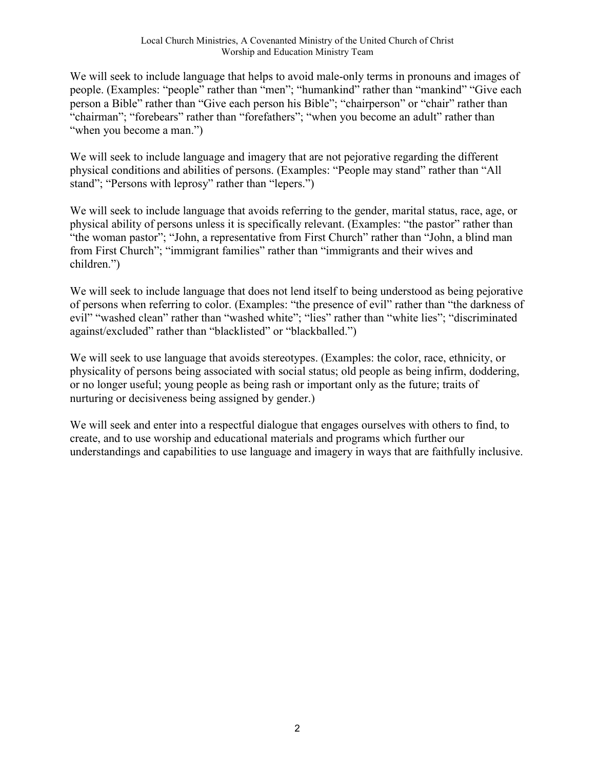We will seek to include language that helps to avoid male-only terms in pronouns and images of people. (Examples: "people" rather than "men"; "humankind" rather than "mankind" "Give each person a Bible" rather than "Give each person his Bible"; "chairperson" or "chair" rather than "chairman"; "forebears" rather than "forefathers"; "when you become an adult" rather than "when you become a man.")

We will seek to include language and imagery that are not pejorative regarding the different physical conditions and abilities of persons. (Examples: "People may stand" rather than "All stand"; "Persons with leprosy" rather than "lepers.")

We will seek to include language that avoids referring to the gender, marital status, race, age, or physical ability of persons unless it is specifically relevant. (Examples: "the pastor" rather than "the woman pastor"; "John, a representative from First Church" rather than "John, a blind man from First Church"; "immigrant families" rather than "immigrants and their wives and children.")

We will seek to include language that does not lend itself to being understood as being pejorative of persons when referring to color. (Examples: "the presence of evil" rather than "the darkness of evil" "washed clean" rather than "washed white"; "lies" rather than "white lies"; "discriminated against/excluded" rather than "blacklisted" or "blackballed.")

We will seek to use language that avoids stereotypes. (Examples: the color, race, ethnicity, or physicality of persons being associated with social status; old people as being infirm, doddering, or no longer useful; young people as being rash or important only as the future; traits of nurturing or decisiveness being assigned by gender.)

We will seek and enter into a respectful dialogue that engages ourselves with others to find, to create, and to use worship and educational materials and programs which further our understandings and capabilities to use language and imagery in ways that are faithfully inclusive.